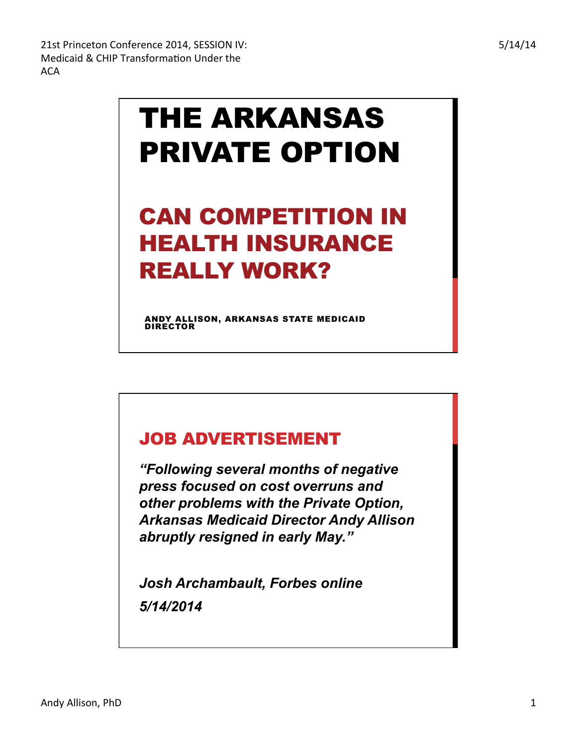# THE ARKANSAS PRIVATE OPTION

## CAN COMPETITION IN HEALTH INSURANCE REALLY WORK?

ANDY ALLISON, ARKANSAS STATE MEDICAID DIRECTOR

## JOB ADVERTISEMENT

*"Following several months of negative press focused on cost overruns and other problems with the Private Option, Arkansas Medicaid Director Andy Allison abruptly resigned in early May."*

*Josh Archambault, Forbes online*

*5/14/2014*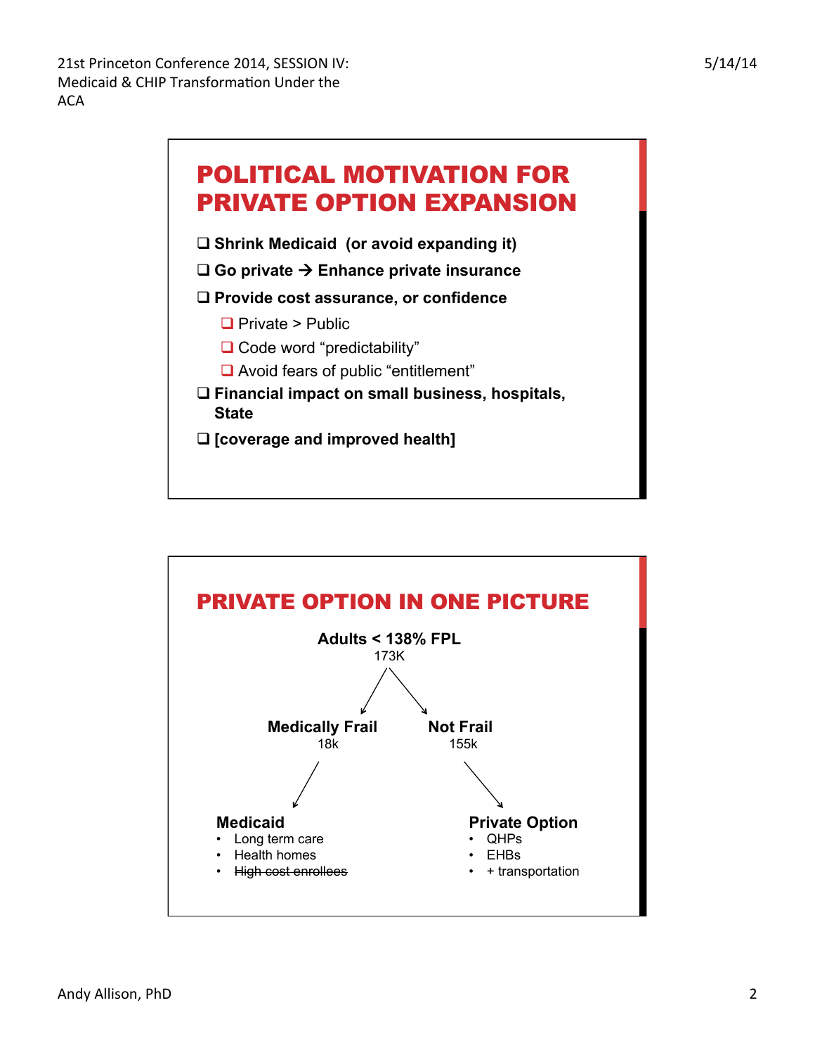## POLITICAL MOTIVATION FOR PRIVATE OPTION EXPANSION

- ❑ **Shrink Medicaid (or avoid expanding it)**
- ❑ **Go private → Enhance private insurance**
- ❑ **Provide cost assurance, or confidence**
  - ❑ Private > Public
  - ❑ Code word "predictability"
  - ❑ Avoid fears of public "entitlement"
- ❑ **Financial impact on small business, hospitals, State**
- ❑ **[coverage and improved health]**

## PRIVATE OPTION IN ONE PICTURE

**Adults < 138% FPL**
173K

→ **Medically Frail** 18k → **Medicaid**
- Long term care
- Health homes
- ~~High cost enrollees~~

→ **Not Frail** 155k → **Private Option**
- QHPs
- EHBs
- + transportation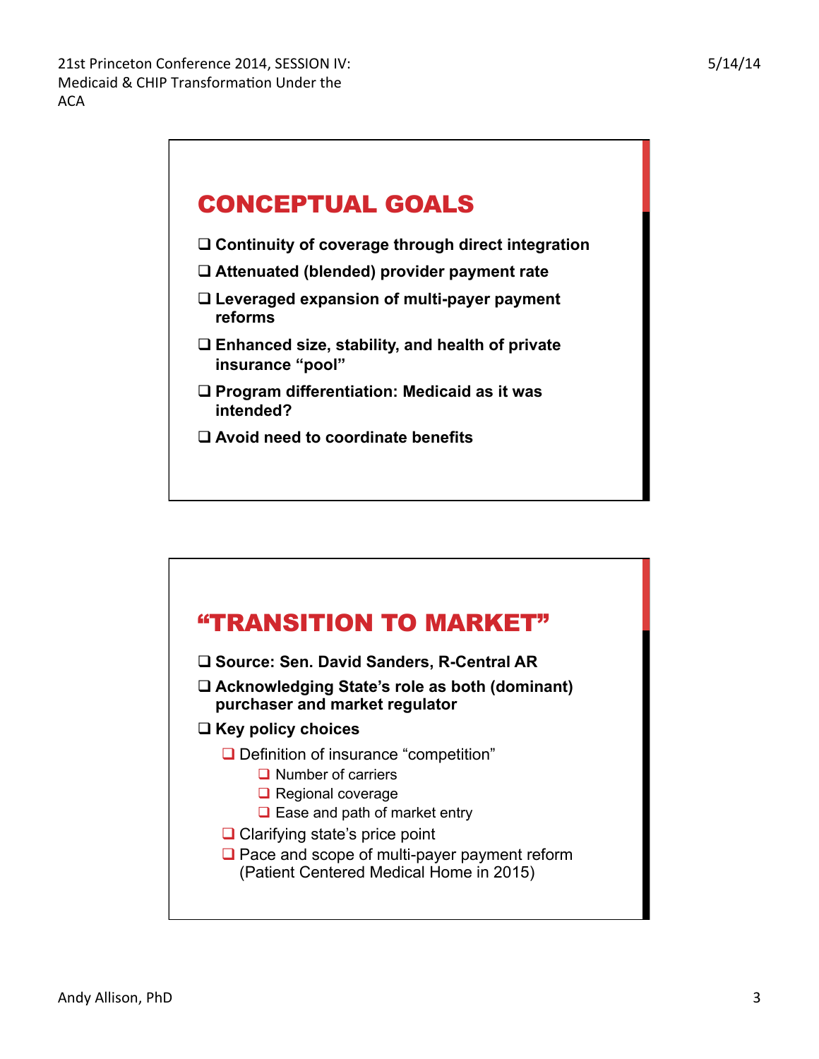## CONCEPTUAL GOALS

- Continuity of coverage through direct integration
- Attenuated (blended) provider payment rate
- Leveraged expansion of multi-payer payment reforms
- Enhanced size, stability, and health of private insurance "pool"
- Program differentiation: Medicaid as it was intended?
- Avoid need to coordinate benefits

## "TRANSITION TO MARKET"

- Source: Sen. David Sanders, R-Central AR
- Acknowledging State's role as both (dominant) purchaser and market regulator
- Key policy choices
  - Definition of insurance "competition"
    - Number of carriers
    - Regional coverage
    - Ease and path of market entry
  - Clarifying state's price point
  - Pace and scope of multi-payer payment reform (Patient Centered Medical Home in 2015)